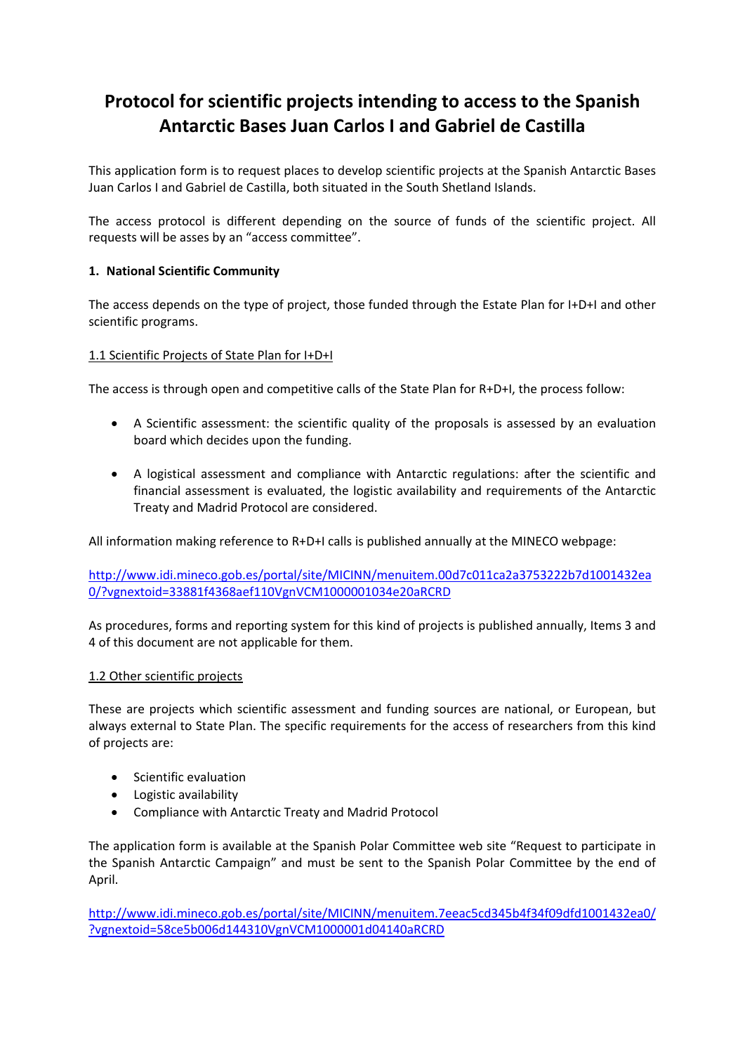# Protocol for scientific projects intending to access to the Spanish Antarctic Bases Juan Carlos I and Gabriel de Castilla

This application form is to request places to develop scientific projects at the Spanish Antarctic Bases Juan Carlos I and Gabriel de Castilla, both situated in the South Shetland Islands.

The access protocol is different depending on the source of funds of the scientific project. All requests will be asses by an "access committee".

## 1. National Scientific Community

The access depends on the type of project, those funded through the Estate Plan for I+D+I and other scientific programs.

### 1.1 Scientific Projects of State Plan for I+D+I

The access is through open and competitive calls of the State Plan for R+D+I, the process follow:

- A Scientific assessment: the scientific quality of the proposals is assessed by an evaluation board which decides upon the funding.
- A logistical assessment and compliance with Antarctic regulations: after the scientific and financial assessment is evaluated, the logistic availability and requirements of the Antarctic Treaty and Madrid Protocol are considered.

All information making reference to R+D+I calls is published annually at the MINECO webpage:

http://www.idi.mineco.gob.es/portal/site/MICINN/menuitem.00d7c011ca2a3753222b7d1001432ea0/?vgnextoid=33881f4368aef110VgnVCM1000001034e20aRCRD

As procedures, forms and reporting system for this kind of projects is published annually, Items 3 and 4 of this document are not applicable for them.

### 1.2 Other scientific projects

These are projects which scientific assessment and funding sources are national, or European, but always external to State Plan. The specific requirements for the access of researchers from this kind of projects are:

- Scientific evaluation
- Logistic availability
- Compliance with Antarctic Treaty and Madrid Protocol

The application form is available at the Spanish Polar Committee web site "Request to participate in the Spanish Antarctic Campaign" and must be sent to the Spanish Polar Committee by the end of April.

http://www.idi.mineco.gob.es/portal/site/MICINN/menuitem.7eeac5cd345b4f34f09dfd1001432ea0/?vgnextoid=58ce5b006d144310VgnVCM1000001d04140aRCRD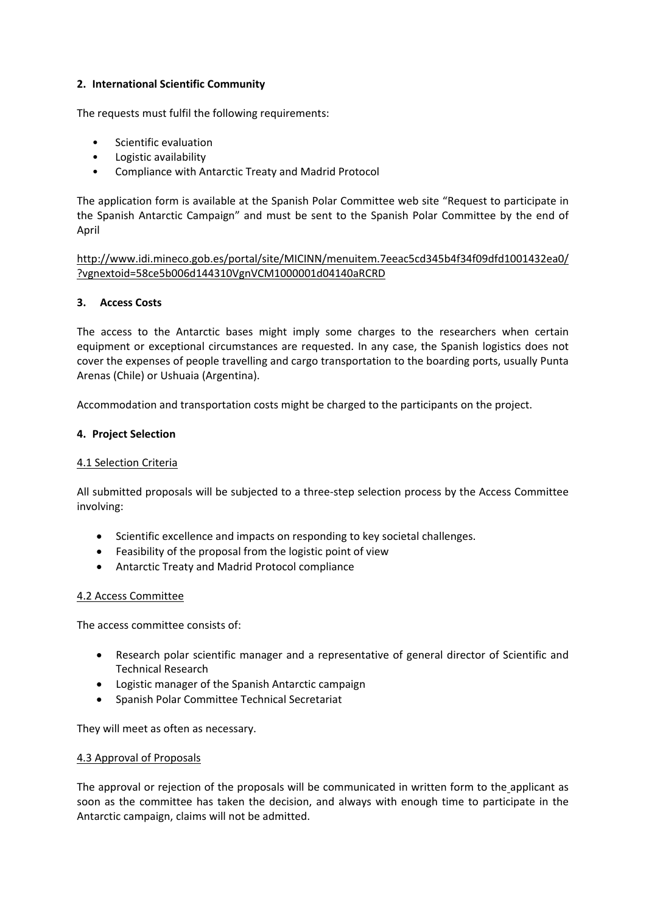## 2. International Scientific Community

The requests must fulfil the following requirements:

- Scientific evaluation
- Logistic availability
- Compliance with Antarctic Treaty and Madrid Protocol

The application form is available at the Spanish Polar Committee web site "Request to participate in the Spanish Antarctic Campaign" and must be sent to the Spanish Polar Committee by the end of April

http://www.idi.mineco.gob.es/portal/site/MICINN/menuitem.7eeac5cd345b4f34f09dfd1001432ea0/?vgnextoid=58ce5b006d144310VgnVCM1000001d04140aRCRD

## 3. Access Costs

The access to the Antarctic bases might imply some charges to the researchers when certain equipment or exceptional circumstances are requested. In any case, the Spanish logistics does not cover the expenses of people travelling and cargo transportation to the boarding ports, usually Punta Arenas (Chile) or Ushuaia (Argentina).

Accommodation and transportation costs might be charged to the participants on the project.

## 4. Project Selection

### 4.1 Selection Criteria

All submitted proposals will be subjected to a three-step selection process by the Access Committee involving:

- Scientific excellence and impacts on responding to key societal challenges.
- Feasibility of the proposal from the logistic point of view
- Antarctic Treaty and Madrid Protocol compliance

### 4.2 Access Committee

The access committee consists of:

- Research polar scientific manager and a representative of general director of Scientific and Technical Research
- Logistic manager of the Spanish Antarctic campaign
- Spanish Polar Committee Technical Secretariat

They will meet as often as necessary.

### 4.3 Approval of Proposals

The approval or rejection of the proposals will be communicated in written form to the applicant as soon as the committee has taken the decision, and always with enough time to participate in the Antarctic campaign, claims will not be admitted.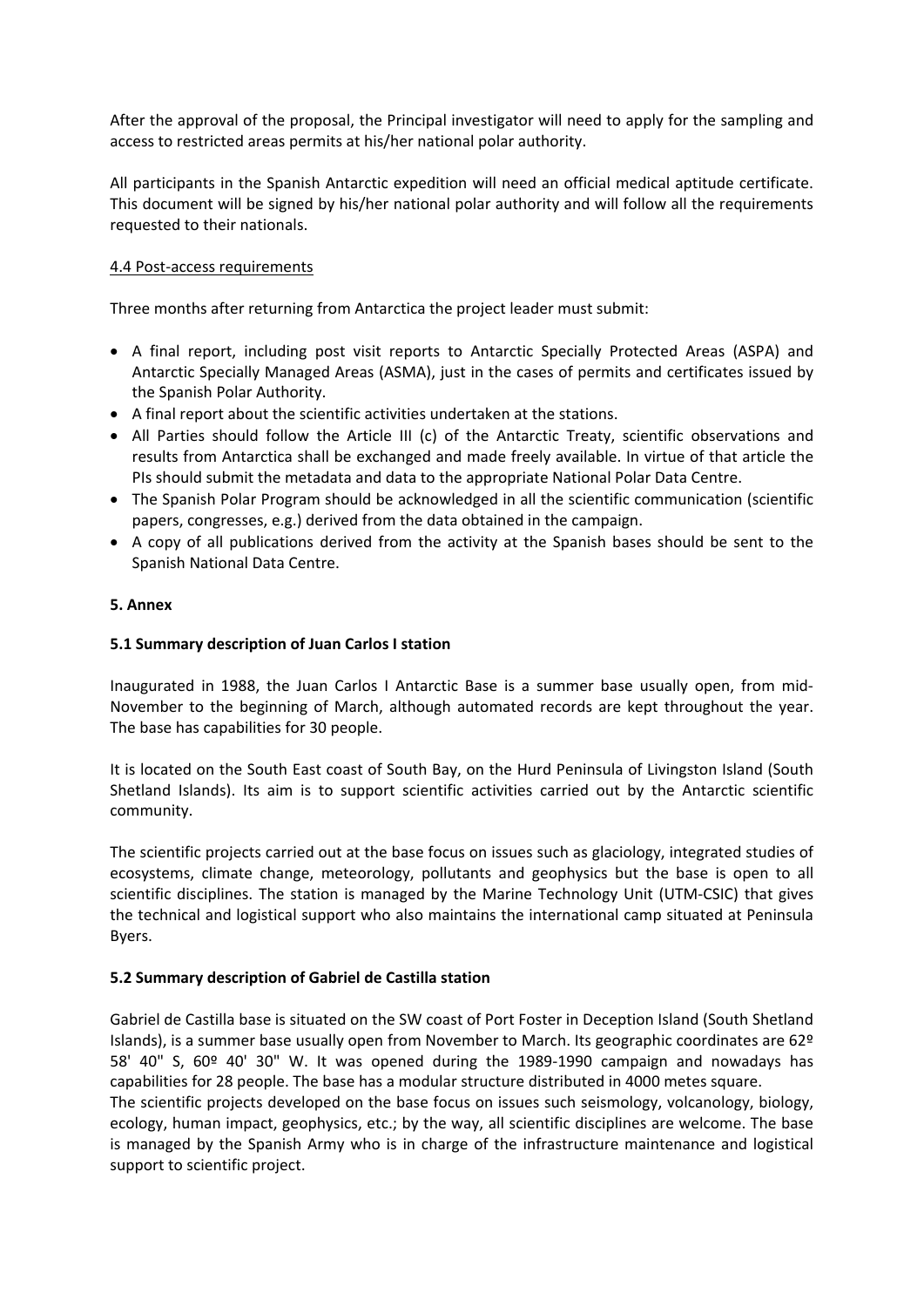After the approval of the proposal, the Principal investigator will need to apply for the sampling and access to restricted areas permits at his/her national polar authority.

All participants in the Spanish Antarctic expedition will need an official medical aptitude certificate. This document will be signed by his/her national polar authority and will follow all the requirements requested to their nationals.

4.4 Post-access requirements

Three months after returning from Antarctica the project leader must submit:

- A final report, including post visit reports to Antarctic Specially Protected Areas (ASPA) and Antarctic Specially Managed Areas (ASMA), just in the cases of permits and certificates issued by the Spanish Polar Authority.
- A final report about the scientific activities undertaken at the stations.
- All Parties should follow the Article III (c) of the Antarctic Treaty, scientific observations and results from Antarctica shall be exchanged and made freely available. In virtue of that article the PIs should submit the metadata and data to the appropriate National Polar Data Centre.
- The Spanish Polar Program should be acknowledged in all the scientific communication (scientific papers, congresses, e.g.) derived from the data obtained in the campaign.
- A copy of all publications derived from the activity at the Spanish bases should be sent to the Spanish National Data Centre.

## 5. Annex

### 5.1 Summary description of Juan Carlos I station

Inaugurated in 1988, the Juan Carlos I Antarctic Base is a summer base usually open, from mid-November to the beginning of March, although automated records are kept throughout the year. The base has capabilities for 30 people.

It is located on the South East coast of South Bay, on the Hurd Peninsula of Livingston Island (South Shetland Islands). Its aim is to support scientific activities carried out by the Antarctic scientific community.

The scientific projects carried out at the base focus on issues such as glaciology, integrated studies of ecosystems, climate change, meteorology, pollutants and geophysics but the base is open to all scientific disciplines. The station is managed by the Marine Technology Unit (UTM-CSIC) that gives the technical and logistical support who also maintains the international camp situated at Peninsula Byers.

### 5.2 Summary description of Gabriel de Castilla station

Gabriel de Castilla base is situated on the SW coast of Port Foster in Deception Island (South Shetland Islands), is a summer base usually open from November to March. Its geographic coordinates are 62º 58' 40" S, 60º 40' 30" W. It was opened during the 1989-1990 campaign and nowadays has capabilities for 28 people. The base has a modular structure distributed in 4000 metes square.
The scientific projects developed on the base focus on issues such seismology, volcanology, biology, ecology, human impact, geophysics, etc.; by the way, all scientific disciplines are welcome. The base is managed by the Spanish Army who is in charge of the infrastructure maintenance and logistical support to scientific project.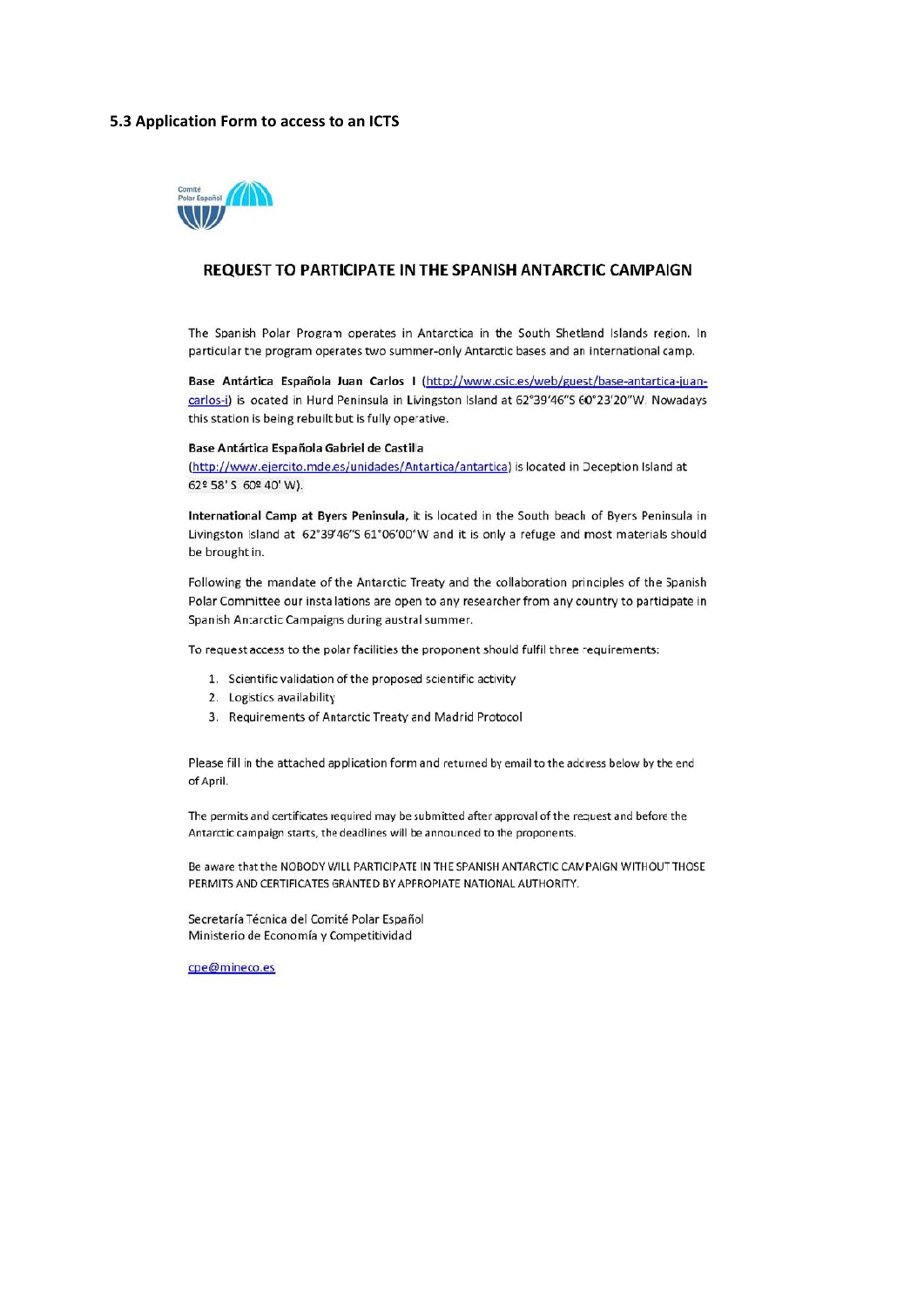### 5.3 Application Form to access to an ICTS

## REQUEST TO PARTICIPATE IN THE SPANISH ANTARCTIC CAMPAIGN

The Spanish Polar Program operates in Antarctica in the South Shetland Islands region. In particular the program operates two summer-only Antarctic bases and an international camp.

**Base Antártica Española Juan Carlos I** (http://www.csic.es/web/guest/base-antartica-juan-carlos-i) is ocated in Hurd Peninsula in Livingston Island at 62°39'46"S 60°23'20"W. Nowadays this station is being rebuilt but is fully operative.

**Base Antártica Española Gabriel de Castilla**
(http://www.ejercito.mde.es/unidades/Antartica/antartica) is located in Deception Island at 62º 58' S 60º 40' W).

**International Camp at Byers Peninsula,** it is located in the South beach of Byers Peninsula in Livingston Island at 62°39'46"S 61°06'00'W and it is only a refuge and most materials should be brought in.

Following the mandate of the Antarctic Treaty and the collaboration principles of the Spanish Polar Committee our installations are open to any researcher from any country to participate in Spanish Antarctic Campaigns during austral summer.

To request access to the polar facilities the proponent should fulfil three requirements:

1. Scientific validation of the proposed scientific activity
2. Logistics availability
3. Requirements of Antarctic Treaty and Madrid Protocol

Please fill in the attached application form and returned by email to the address below by the end of April.

The permits and certificates required may be submitted after approval of the request and before the Antarctic campaign starts, the deadlines will be announced to the proponents.

Be aware that the NOBODY WILL PARTICIPATE IN THE SPANISH ANTARCTIC CAMPAIGN WITHOUT THOSE PERMITS AND CERTIFICATES GRANTED BY APPROPIATE NATIONAL AUTHORITY.

Secretaría Técnica del Comité Polar Español
Ministerio de Economía y Competitividad

cpe@mineco.es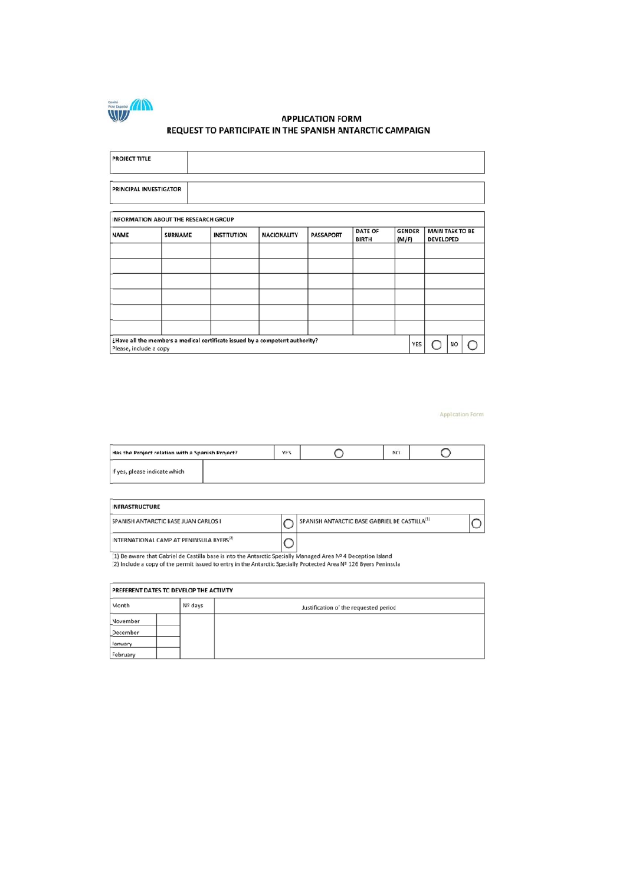# APPLICATION FORM
## REQUEST TO PARTICIPATE IN THE SPANISH ANTARCTIC CAMPAIGN

| PROJECT TITLE | |
|---|---|

| PRINCIPAL INVESTIGATOR | |
|---|---|

| INFORMATION ABOUT THE RESEARCH GROUP | | | | | | | |
|---|---|---|---|---|---|---|---|
| NAME | SURNAME | INSTITUTION | NACIONALITY | PASSAPORT | DATE OF BIRTH | GENDER (M/F) | MAIN TASK TO BE DEVELOPED |
| | | | | | | | |
| | | | | | | | |
| | | | | | | | |
| | | | | | | | |
| | | | | | | | |
| | | | | | | | |
| ¿Have all the members a medical certificate issued by a competent authority? Please, include a copy | | | | | | YES ◯ | NO ◯ |

| Has the Project relation with a Spanish Project? | YES | ◯ | NO | ◯ |
|---|---|---|---|---|
| If yes, please indicate which | | | | |

| INFRASTRUCTURE | | | |
|---|---|---|---|
| SPANISH ANTARCTIC BASE JUAN CARLOS I | ◯ | SPANISH ANTARCTIC BASE GABRIEL DE CASTILLA[1] | ◯ |
| INTERNATIONAL CAMP AT PENINSULA BYERS[2] | ◯ | | |

(1) Be aware that Gabriel de Castilla base is into the Antarctic Specially Managed Area Nº 4 Deception Island
(2) Include a copy of the permit issued to entry in the Antarctic Specially Protected Area Nº 126 Byers Peninsula

| PREFERENT DATES TO DEVELOP THE ACTIVITY | | | |
|---|---|---|---|
| Month | | Nº days | Justification of the requested period |
| November | | | |
| December | | | |
| January | | | |
| February | | | |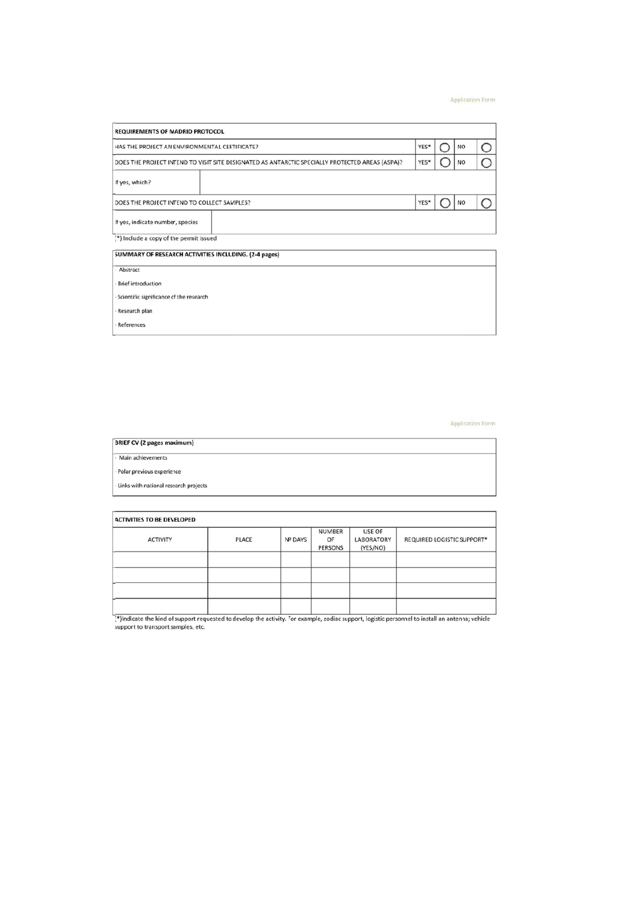| REQUIREMENTS OF MADRID PROTOCOL | | | | | |
|---|---|---|---|---|---|
| HAS THE PROJECT AN ENVIRONMENTAL CERTIFICATE? | | YES* | ◯ | NO | ◯ |
| DOES THE PROJECT INTEND TO VISIT SITE DESIGNATED AS ANTARCTIC SPECIALLY PROTECTED AREAS (ASPA)? | | YES* | ◯ | NO | ◯ |
| If yes, which? | | | | | |
| DOES THE PROJECT INTEND TO COLLECT SAMPLES? | | YES* | ◯ | NO | ◯ |
| If yes, indicate number, species | | | | | |

(*) Include a copy of the permit issued

| SUMMARY OF RESEARCH ACTIVITIES INCLUDING. (2-4 pages) |
|---|
| · Abstract |
| · Brief introduction |
| · Scientific significance of the research |
| · Research plan |
| · References |

| BRIEF CV (2 pages maximum) |
|---|
| · Main achievements |
| · Polar previous experience |
| · Links with national research projects |

**ACTIVITIES TO BE DEVELOPED**

| ACTIVITY | PLACE | Nº DAYS | NUMBER OF PERSONS | USE OF LABORATORY (YES/NO) | REQUIRED LOGISTIC SUPPORT* |
|---|---|---|---|---|---|
| | | | | | |
| | | | | | |
| | | | | | |
| | | | | | |

(*)Indicate the kind of support requested to develop the activity. For example, zodiac support, logistic personnel to install an antenna; vehicle support to transport samples, etc.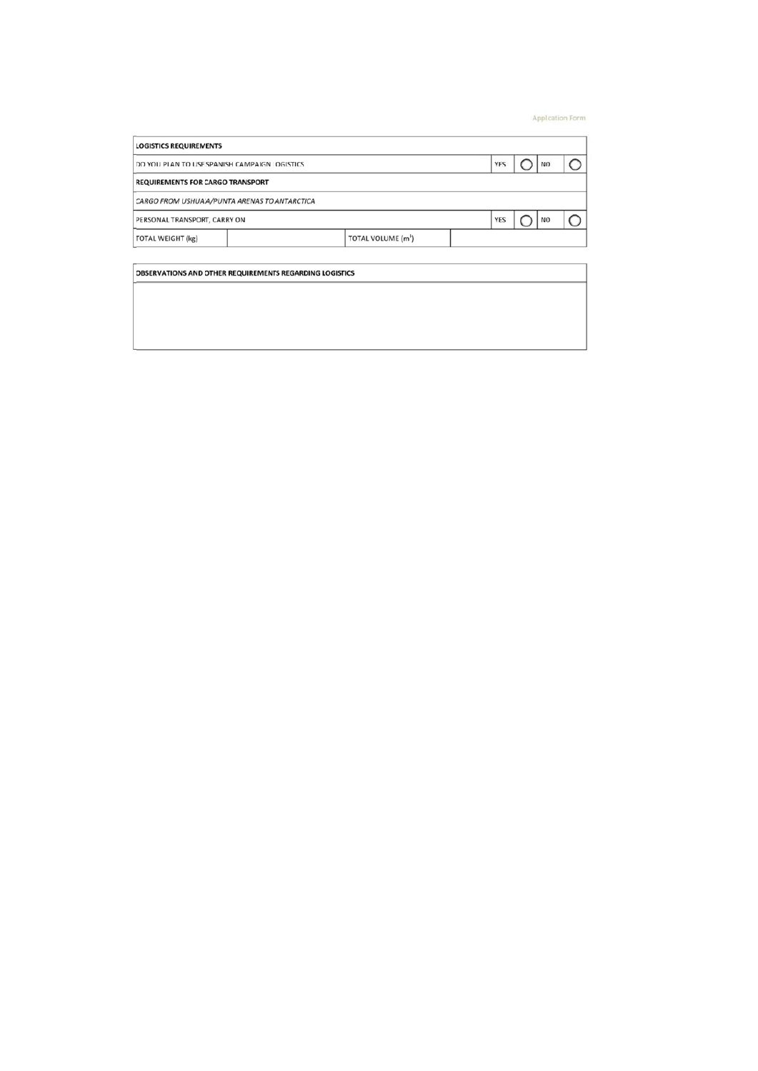| LOGISTICS REQUIREMENTS | | | | | |
|---|---|---|---|---|---|
| DO YOU PLAN TO USE SPANISH CAMPAIGN LOGISTICS | | YES | ◯ | NO | ◯ |
| **REQUIREMENTS FOR CARGO TRANSPORT** | | | | | |
| *CARGO FROM USHUAIA/PUNTA ARENAS TO ANTARCTICA* | | | | | |
| PERSONAL TRANSPORT, CARRY ON | | YES | ◯ | NO | ◯ |
| TOTAL WEIGHT (kg) | | TOTAL VOLUME ($m^3$) | | | |

| OBSERVATIONS AND OTHER REQUIREMENTS REGARDING LOGISTICS |
|---|
| |